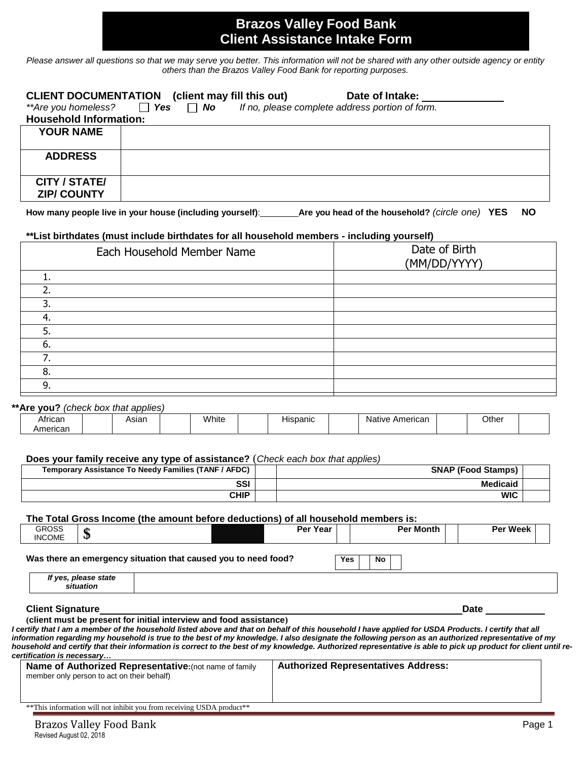# Brazos Valley Food Bank
# Client Assistance Intake Form

*Please answer all questions so that we may serve you better. This information will not be shared with any other outside agency or entity others than the Brazos Valley Food Bank for reporting purposes.*

**CLIENT DOCUMENTATION (client may fill this out)** **Date of Intake:** ______________

*\*\*Are you homeless?* ☐ ***Yes*** ☐ ***No*** *If no, please complete address portion of form.*

**Household Information:**

| | |
|---|---|
| **YOUR NAME** | |
| **ADDRESS** | |
| **CITY / STATE/ ZIP/ COUNTY** | |

**How many people live in your house (including yourself)**:________ **Are you head of the household?** *(circle one)* **YES** **NO**

**\*\*List birthdates (must include birthdates for all household members - including yourself)**

| Each Household Member Name | Date of Birth (MM/DD/YYYY) |
|---|---|
| 1. | |
| 2. | |
| 3. | |
| 4. | |
| 5. | |
| 6. | |
| 7. | |
| 8. | |
| 9. | |

**\*\*Are you?** *(check box that applies)*

| African American | | Asian | | White | | Hispanic | | Native American | | Other | |
|---|---|---|---|---|---|---|---|---|---|---|---|

**Does your family receive any type of assistance?** (*Check each box that applies)*

| | | | |
|---|---|---|---|
| **Temporary Assistance To Needy Families (TANF / AFDC)** | | **SNAP (Food Stamps)** | |
| **SSI** | | **Medicaid** | |
| **CHIP** | | **WIC** | |

**The Total Gross Income (the amount before deductions) of all household members is:**

| GROSS INCOME | $ | | **Per Year** | | **Per Month** | | **Per Week** | |
|---|---|---|---|---|---|---|---|---|

**Was there an emergency situation that caused you to need food?** | **Yes** | | **No** | |

| | |
|---|---|
| ***If yes, please state situation*** | |

**Client Signature**_____________________________________________ **Date** __________

**(client must be present for initial interview and food assistance)**

***I certify that I am a member of the household listed above and that on behalf of this household I have applied for USDA Products. I certify that all information regarding my household is true to the best of my knowledge. I also designate the following person as an authorized representative of my household and certify that their information is correct to the best of my knowledge. Authorized representative is able to pick up product for client until re-certification is necessary…***

| **Name of Authorized Representative**:(not name of family member only person to act on their behalf) | **Authorized Representatives Address:** |
|---|---|

\*\*This information will not inhibit you from receiving USDA product\*\*

Brazos Valley Food Bank
Revised August 02, 2018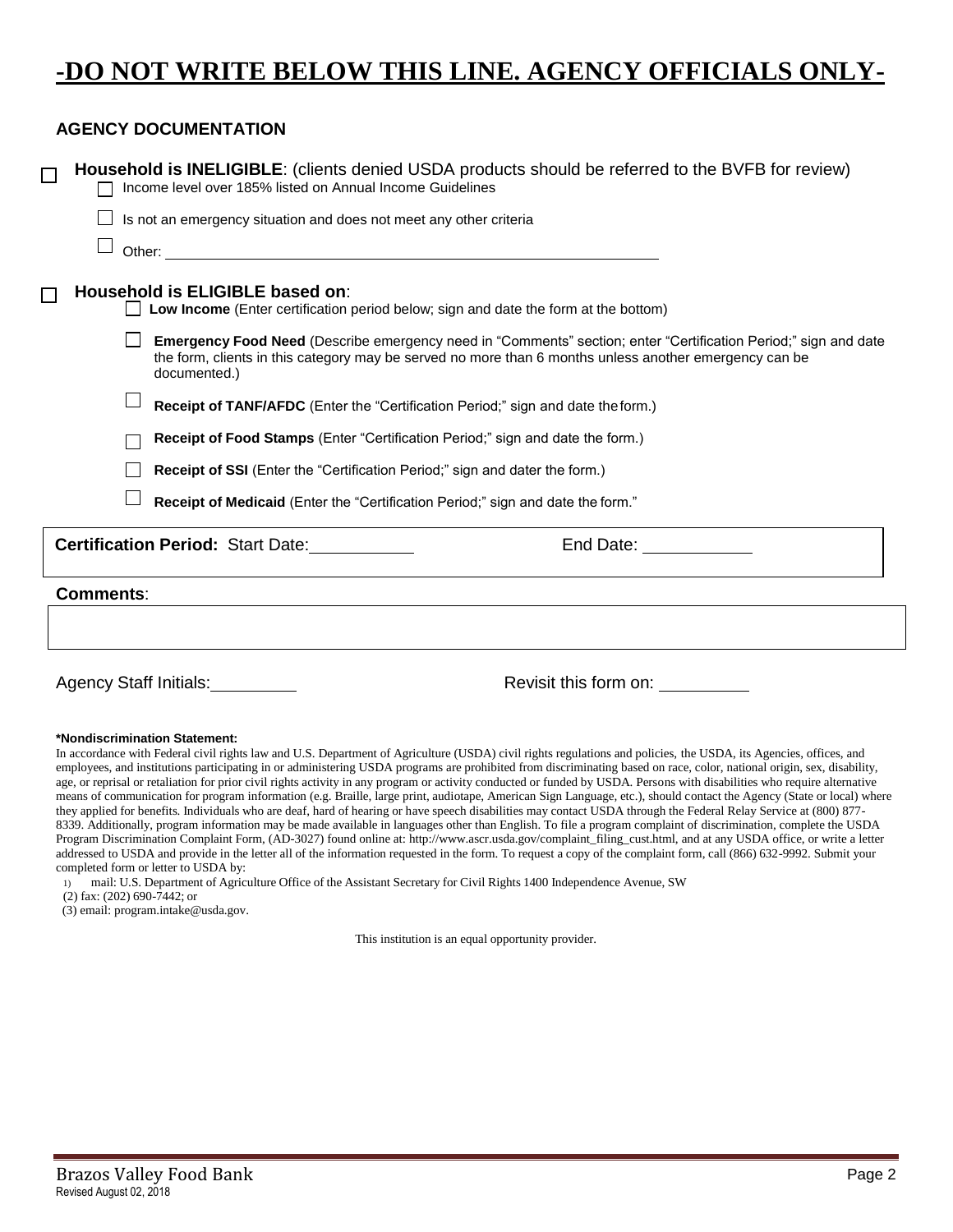# -DO NOT WRITE BELOW THIS LINE. AGENCY OFFICIALS ONLY-

## AGENCY DOCUMENTATION

☐ **Household is INELIGIBLE**: (clients denied USDA products should be referred to the BVFB for review)

- ☐ Income level over 185% listed on Annual Income Guidelines
- ☐ Is not an emergency situation and does not meet any other criteria
- ☐ Other: ____________________________________________

☐ **Household is ELIGIBLE based on**:

- ☐ **Low Income** (Enter certification period below; sign and date the form at the bottom)
- ☐ **Emergency Food Need** (Describe emergency need in "Comments" section; enter "Certification Period;" sign and date the form, clients in this category may be served no more than 6 months unless another emergency can be documented.)
- ☐ **Receipt of TANF/AFDC** (Enter the "Certification Period;" sign and date the form.)
- ☐ **Receipt of Food Stamps** (Enter "Certification Period;" sign and date the form.)
- ☐ **Receipt of SSI** (Enter the "Certification Period;" sign and dater the form.)
- ☐ **Receipt of Medicaid** (Enter the "Certification Period;" sign and date the form."

**Certification Period:** Start Date:__________ End Date: __________

**Comments**:

Agency Staff Initials:_________ Revisit this form on: _________

**\*Nondiscrimination Statement:**

In accordance with Federal civil rights law and U.S. Department of Agriculture (USDA) civil rights regulations and policies, the USDA, its Agencies, offices, and employees, and institutions participating in or administering USDA programs are prohibited from discriminating based on race, color, national origin, sex, disability, age, or reprisal or retaliation for prior civil rights activity in any program or activity conducted or funded by USDA. Persons with disabilities who require alternative means of communication for program information (e.g. Braille, large print, audiotape, American Sign Language, etc.), should contact the Agency (State or local) where they applied for benefits. Individuals who are deaf, hard of hearing or have speech disabilities may contact USDA through the Federal Relay Service at (800) 877-8339. Additionally, program information may be made available in languages other than English. To file a program complaint of discrimination, complete the USDA Program Discrimination Complaint Form, (AD-3027) found online at: http://www.ascr.usda.gov/complaint_filing_cust.html, and at any USDA office, or write a letter addressed to USDA and provide in the letter all of the information requested in the form. To request a copy of the complaint form, call (866) 632-9992. Submit your completed form or letter to USDA by:

1) mail: U.S. Department of Agriculture Office of the Assistant Secretary for Civil Rights 1400 Independence Avenue, SW
(2) fax: (202) 690-7442; or
(3) email: program.intake@usda.gov.

This institution is an equal opportunity provider.

Brazos Valley Food Bank
Revised August 02, 2018